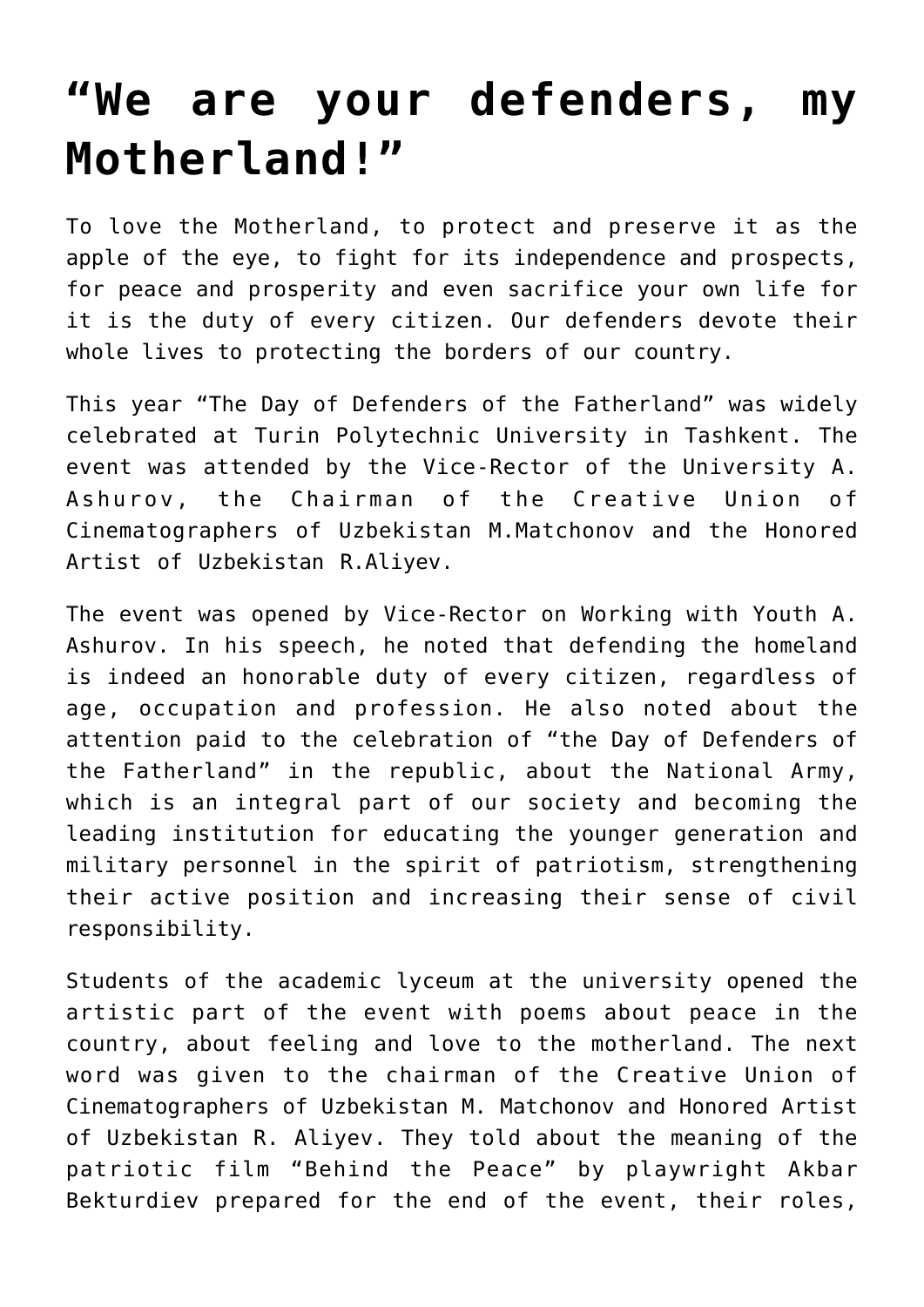# “We are your defenders, my Motherland!”

To love the Motherland, to protect and preserve it as the apple of the eye, to fight for its independence and prospects, for peace and prosperity and even sacrifice your own life for it is the duty of every citizen. Our defenders devote their whole lives to protecting the borders of our country.

This year “The Day of Defenders of the Fatherland” was widely celebrated at Turin Polytechnic University in Tashkent. The event was attended by the Vice-Rector of the University A. Ashurov, the Chairman of the Creative Union of Cinematographers of Uzbekistan M.Matchonov and the Honored Artist of Uzbekistan R.Aliyev.

The event was opened by Vice-Rector on Working with Youth A. Ashurov. In his speech, he noted that defending the homeland is indeed an honorable duty of every citizen, regardless of age, occupation and profession. He also noted about the attention paid to the celebration of “the Day of Defenders of the Fatherland” in the republic, about the National Army, which is an integral part of our society and becoming the leading institution for educating the younger generation and military personnel in the spirit of patriotism, strengthening their active position and increasing their sense of civil responsibility.

Students of the academic lyceum at the university opened the artistic part of the event with poems about peace in the country, about feeling and love to the motherland. The next word was given to the chairman of the Creative Union of Cinematographers of Uzbekistan M. Matchonov and Honored Artist of Uzbekistan R. Aliyev. They told about the meaning of the patriotic film “Behind the Peace” by playwright Akbar Bekturdiev prepared for the end of the event, their roles,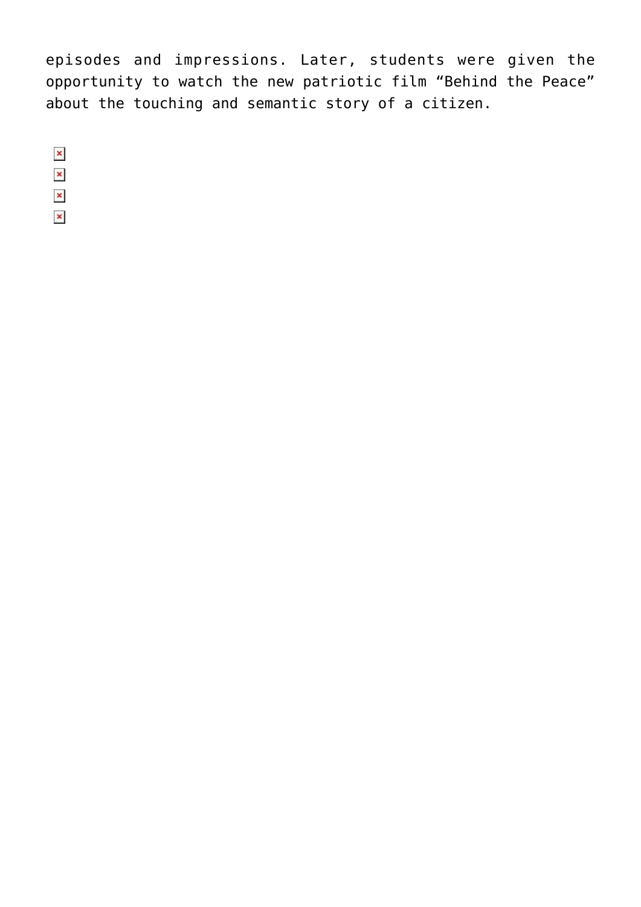episodes and impressions. Later, students were given the opportunity to watch the new patriotic film "Behind the Peace" about the touching and semantic story of a citizen.